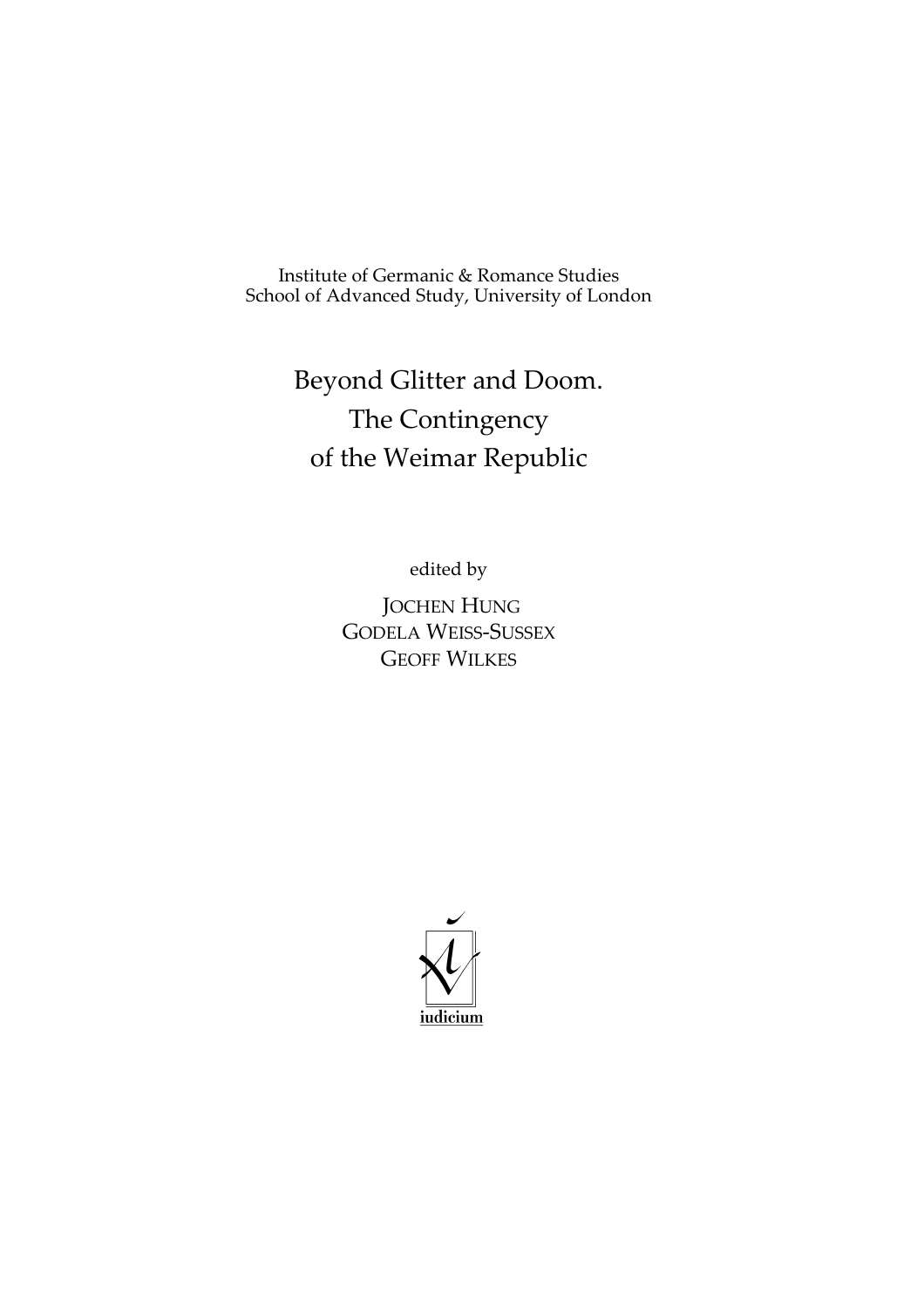Institute of Germanic & Romance Studies
School of Advanced Study, University of London

# Beyond Glitter and Doom. The Contingency of the Weimar Republic

edited by

JOCHEN HUNG
GODELA WEISS-SUSSEX
GEOFF WILKES

iudicium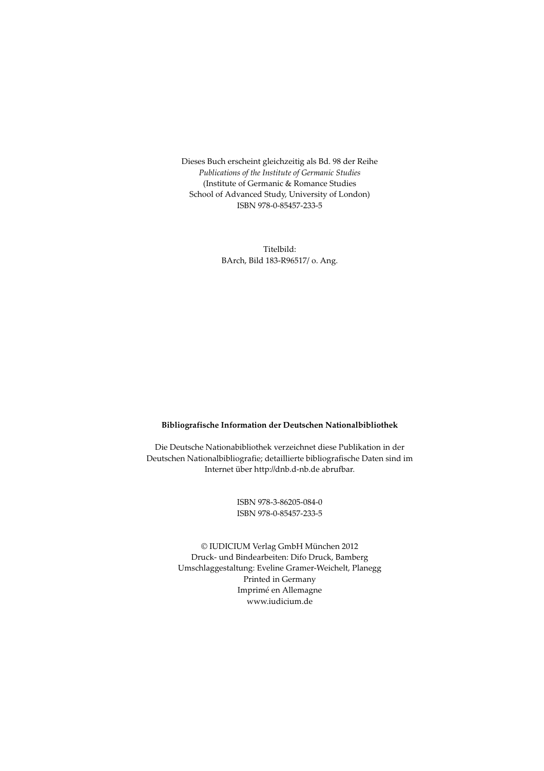Dieses Buch erscheint gleichzeitig als Bd. 98 der Reihe
*Publications of the Institute of Germanic Studies*
(Institute of Germanic & Romance Studies
School of Advanced Study, University of London)
ISBN 978-0-85457-233-5

Titelbild:
BArch, Bild 183-R96517/ o. Ang.

**Bibliografische Information der Deutschen Nationalbibliothek**

Die Deutsche Nationabibliothek verzeichnet diese Publikation in der Deutschen Nationalbibliografie; detaillierte bibliografische Daten sind im Internet über http://dnb.d-nb.de abrufbar.

ISBN 978-3-86205-084-0
ISBN 978-0-85457-233-5

© IUDICIUM Verlag GmbH München 2012
Druck- und Bindearbeiten: Difo Druck, Bamberg
Umschlaggestaltung: Eveline Gramer-Weichelt, Planegg
Printed in Germany
Imprimé en Allemagne
www.iudicium.de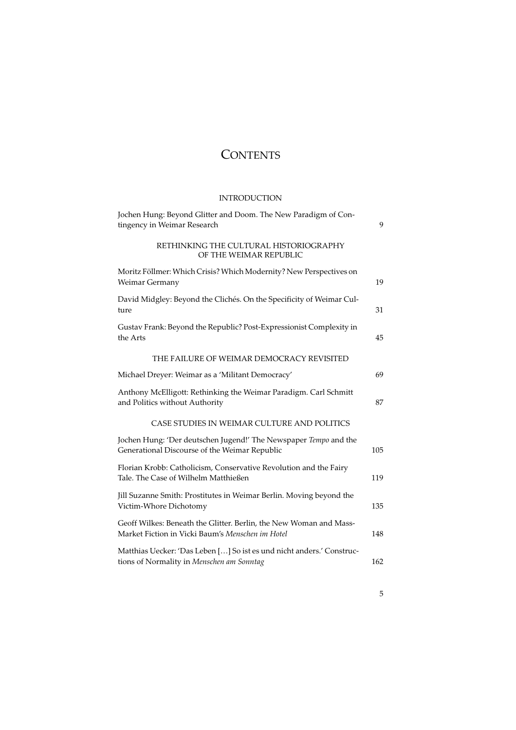# Contents

## INTRODUCTION

Jochen Hung: Beyond Glitter and Doom. The New Paradigm of Contingency in Weimar Research — 9

## RETHINKING THE CULTURAL HISTORIOGRAPHY OF THE WEIMAR REPUBLIC

Moritz Föllmer: Which Crisis? Which Modernity? New Perspectives on Weimar Germany — 19

David Midgley: Beyond the Clichés. On the Specificity of Weimar Culture — 31

Gustav Frank: Beyond the Republic? Post-Expressionist Complexity in the Arts — 45

## THE FAILURE OF WEIMAR DEMOCRACY REVISITED

Michael Dreyer: Weimar as a 'Militant Democracy' — 69

Anthony McElligott: Rethinking the Weimar Paradigm. Carl Schmitt and Politics without Authority — 87

## CASE STUDIES IN WEIMAR CULTURE AND POLITICS

Jochen Hung: 'Der deutschen Jugend!' The Newspaper *Tempo* and the Generational Discourse of the Weimar Republic — 105

Florian Krobb: Catholicism, Conservative Revolution and the Fairy Tale. The Case of Wilhelm Matthießen — 119

Jill Suzanne Smith: Prostitutes in Weimar Berlin. Moving beyond the Victim-Whore Dichotomy — 135

Geoff Wilkes: Beneath the Glitter. Berlin, the New Woman and Mass-Market Fiction in Vicki Baum's *Menschen im Hotel* — 148

Matthias Uecker: 'Das Leben […] So ist es und nicht anders.' Constructions of Normality in *Menschen am Sonntag* — 162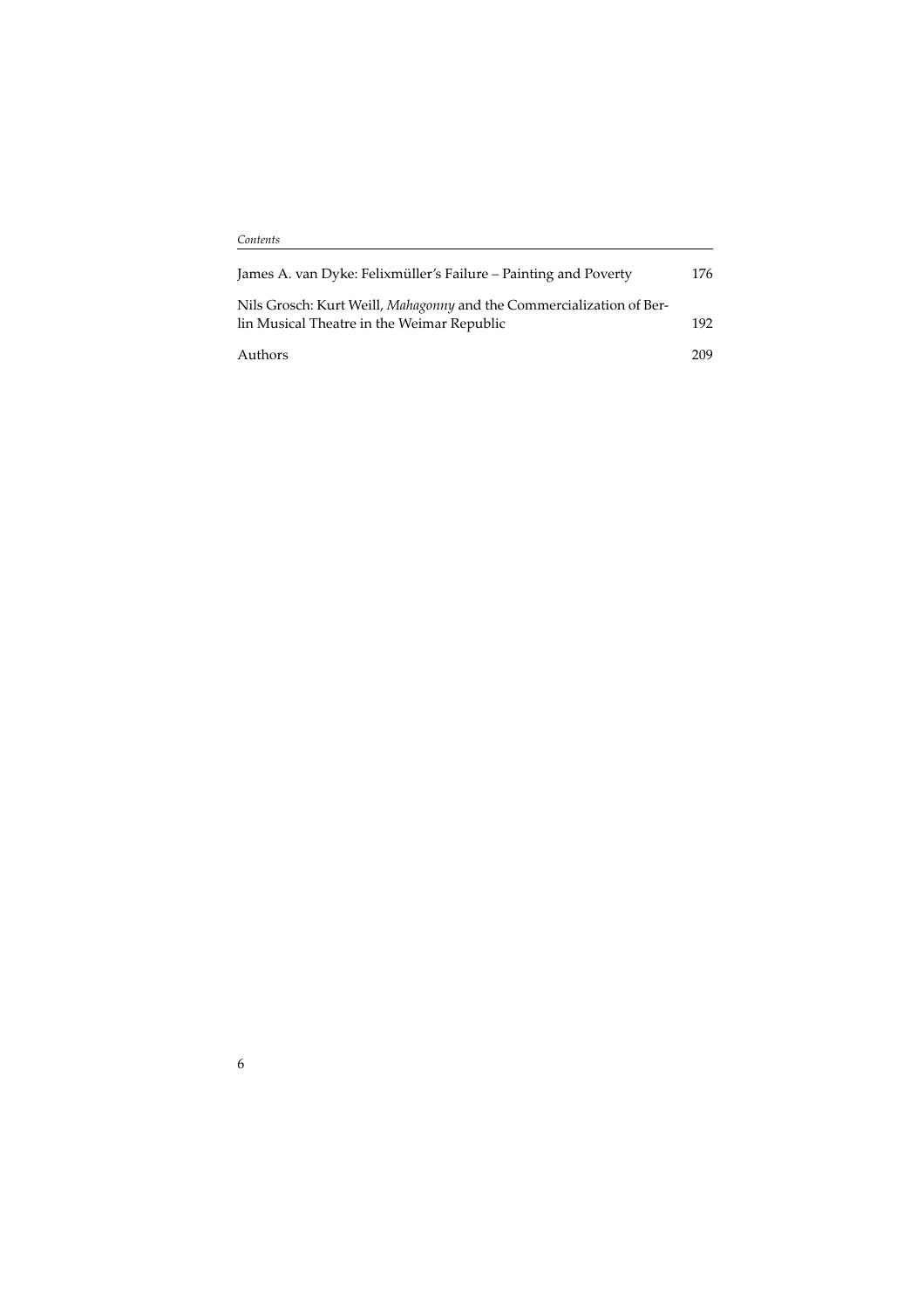| | |
|---|---|
| James A. van Dyke: Felixmüller's Failure – Painting and Poverty | 176 |
| Nils Grosch: Kurt Weill, *Mahagonny* and the Commercialization of Berlin Musical Theatre in the Weimar Republic | 192 |
| Authors | 209 |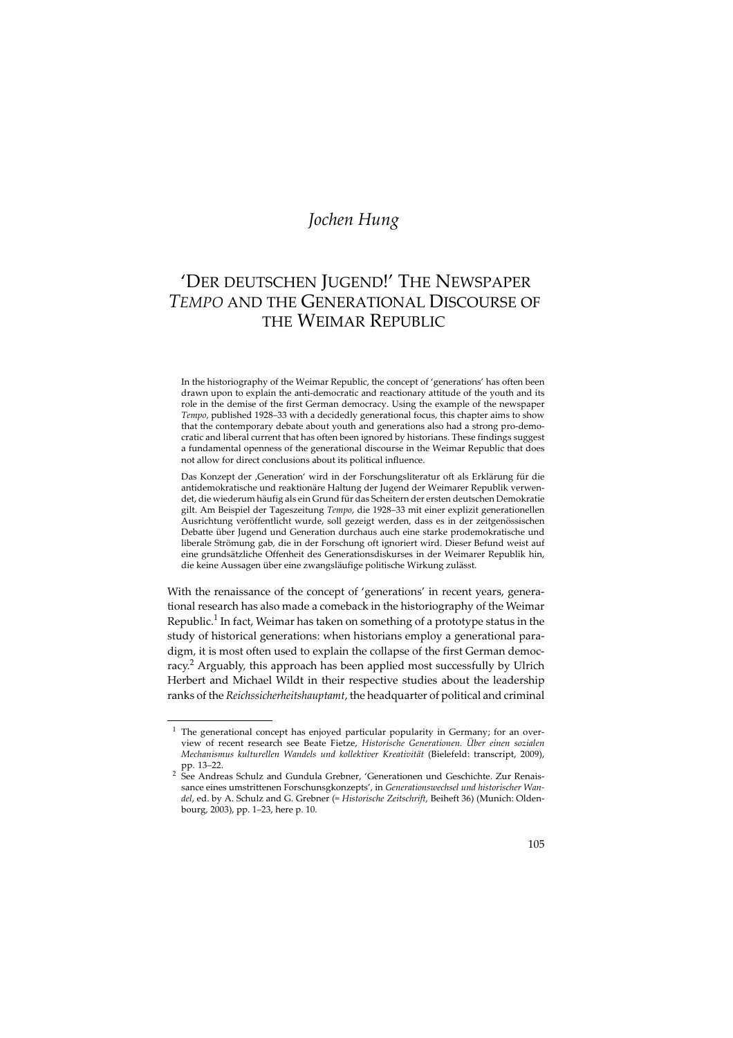*Jochen Hung*

# 'DER DEUTSCHEN JUGEND!' THE NEWSPAPER *TEMPO* AND THE GENERATIONAL DISCOURSE OF THE WEIMAR REPUBLIC

In the historiography of the Weimar Republic, the concept of 'generations' has often been drawn upon to explain the anti-democratic and reactionary attitude of the youth and its role in the demise of the first German democracy. Using the example of the newspaper *Tempo*, published 1928–33 with a decidedly generational focus, this chapter aims to show that the contemporary debate about youth and generations also had a strong pro-democratic and liberal current that has often been ignored by historians. These findings suggest a fundamental openness of the generational discourse in the Weimar Republic that does not allow for direct conclusions about its political influence.

Das Konzept der ‚Generation' wird in der Forschungsliteratur oft als Erklärung für die antidemokratische und reaktionäre Haltung der Jugend der Weimarer Republik verwendet, die wiederum häufig als ein Grund für das Scheitern der ersten deutschen Demokratie gilt. Am Beispiel der Tageszeitung *Tempo*, die 1928–33 mit einer explizit generationellen Ausrichtung veröffentlicht wurde, soll gezeigt werden, dass es in der zeitgenössischen Debatte über Jugend und Generation durchaus auch eine starke prodemokratische und liberale Strömung gab, die in der Forschung oft ignoriert wird. Dieser Befund weist auf eine grundsätzliche Offenheit des Generationsdiskurses in der Weimarer Republik hin, die keine Aussagen über eine zwangsläufige politische Wirkung zulässt.

With the renaissance of the concept of 'generations' in recent years, generational research has also made a comeback in the historiography of the Weimar Republic.[1] In fact, Weimar has taken on something of a prototype status in the study of historical generations: when historians employ a generational paradigm, it is most often used to explain the collapse of the first German democracy.[2] Arguably, this approach has been applied most successfully by Ulrich Herbert and Michael Wildt in their respective studies about the leadership ranks of the *Reichssicherheitshauptamt*, the headquarter of political and criminal

---

[1] The generational concept has enjoyed particular popularity in Germany; for an overview of recent research see Beate Fietze, *Historische Generationen. Über einen sozialen Mechanismus kulturellen Wandels und kollektiver Kreativität* (Bielefeld: transcript, 2009), pp. 13–22.

[2] See Andreas Schulz and Gundula Grebner, 'Generationen und Geschichte. Zur Renaissance eines umstrittenen Forschungskonzepts', in *Generationswechsel und historischer Wandel*, ed. by A. Schulz and G. Grebner (= *Historische Zeitschrift*, Beiheft 36) (Munich: Oldenbourg, 2003), pp. 1–23, here p. 10.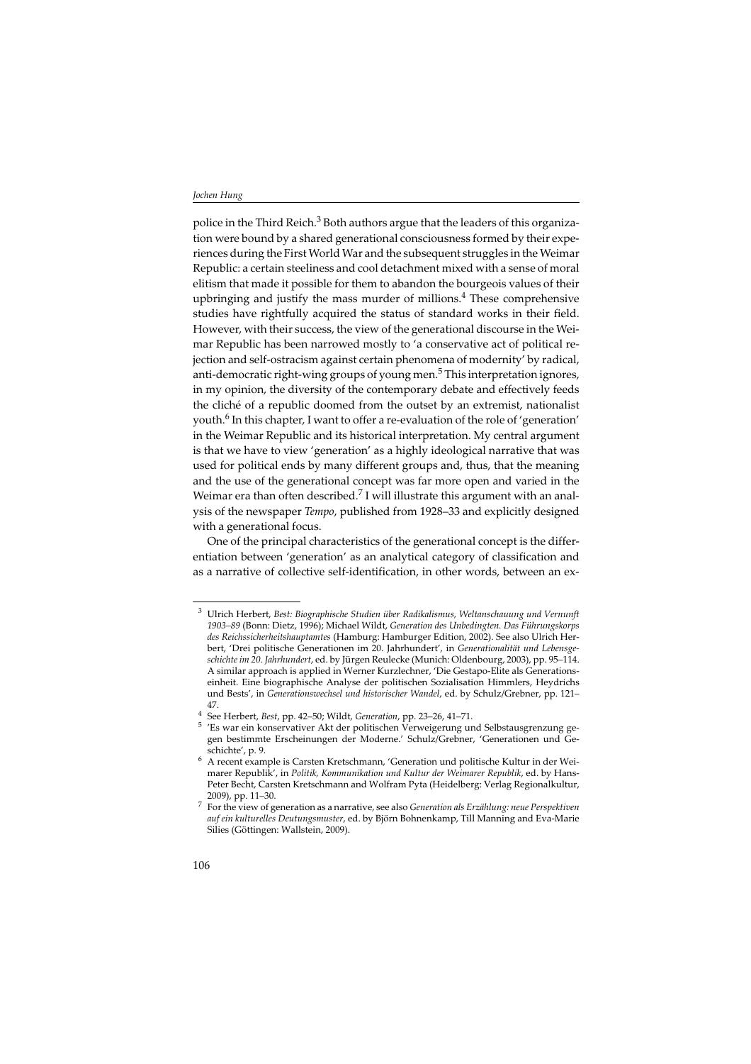police in the Third Reich.[3] Both authors argue that the leaders of this organization were bound by a shared generational consciousness formed by their experiences during the First World War and the subsequent struggles in the Weimar Republic: a certain steeliness and cool detachment mixed with a sense of moral elitism that made it possible for them to abandon the bourgeois values of their upbringing and justify the mass murder of millions.[4] These comprehensive studies have rightfully acquired the status of standard works in their field. However, with their success, the view of the generational discourse in the Weimar Republic has been narrowed mostly to 'a conservative act of political rejection and self-ostracism against certain phenomena of modernity' by radical, anti-democratic right-wing groups of young men.[5] This interpretation ignores, in my opinion, the diversity of the contemporary debate and effectively feeds the cliché of a republic doomed from the outset by an extremist, nationalist youth.[6] In this chapter, I want to offer a re-evaluation of the role of 'generation' in the Weimar Republic and its historical interpretation. My central argument is that we have to view 'generation' as a highly ideological narrative that was used for political ends by many different groups and, thus, that the meaning and the use of the generational concept was far more open and varied in the Weimar era than often described.[7] I will illustrate this argument with an analysis of the newspaper *Tempo*, published from 1928–33 and explicitly designed with a generational focus.

One of the principal characteristics of the generational concept is the differentiation between 'generation' as an analytical category of classification and as a narrative of collective self-identification, in other words, between an ex-

---

[3] Ulrich Herbert, *Best: Biographische Studien über Radikalismus, Weltanschauung und Vernunft 1903–89* (Bonn: Dietz, 1996); Michael Wildt, *Generation des Unbedingten. Das Führungskorps des Reichssicherheitshauptamtes* (Hamburg: Hamburger Edition, 2002). See also Ulrich Herbert, 'Drei politische Generationen im 20. Jahrhundert', in *Generationalität und Lebensgeschichte im 20. Jahrhundert*, ed. by Jürgen Reulecke (Munich: Oldenbourg, 2003), pp. 95–114. A similar approach is applied in Werner Kurzlechner, 'Die Gestapo-Elite als Generationseinheit. Eine biographische Analyse der politischen Sozialisation Himmlers, Heydrichs und Bests', in *Generationswechsel und historischer Wandel*, ed. by Schulz/Grebner, pp. 121–47.

[4] See Herbert, *Best*, pp. 42–50; Wildt, *Generation*, pp. 23–26, 41–71.

[5] 'Es war ein konservativer Akt der politischen Verweigerung und Selbstausgrenzung gegen bestimmte Erscheinungen der Moderne.' Schulz/Grebner, 'Generationen und Geschichte', p. 9.

[6] A recent example is Carsten Kretschmann, 'Generation und politische Kultur in der Weimarer Republik', in *Politik, Kommunikation und Kultur der Weimarer Republik*, ed. by Hans-Peter Becht, Carsten Kretschmann and Wolfram Pyta (Heidelberg: Verlag Regionalkultur, 2009), pp. 11–30.

[7] For the view of generation as a narrative, see also *Generation als Erzählung: neue Perspektiven auf ein kulturelles Deutungsmuster*, ed. by Björn Bohnenkamp, Till Manning and Eva-Marie Silies (Göttingen: Wallstein, 2009).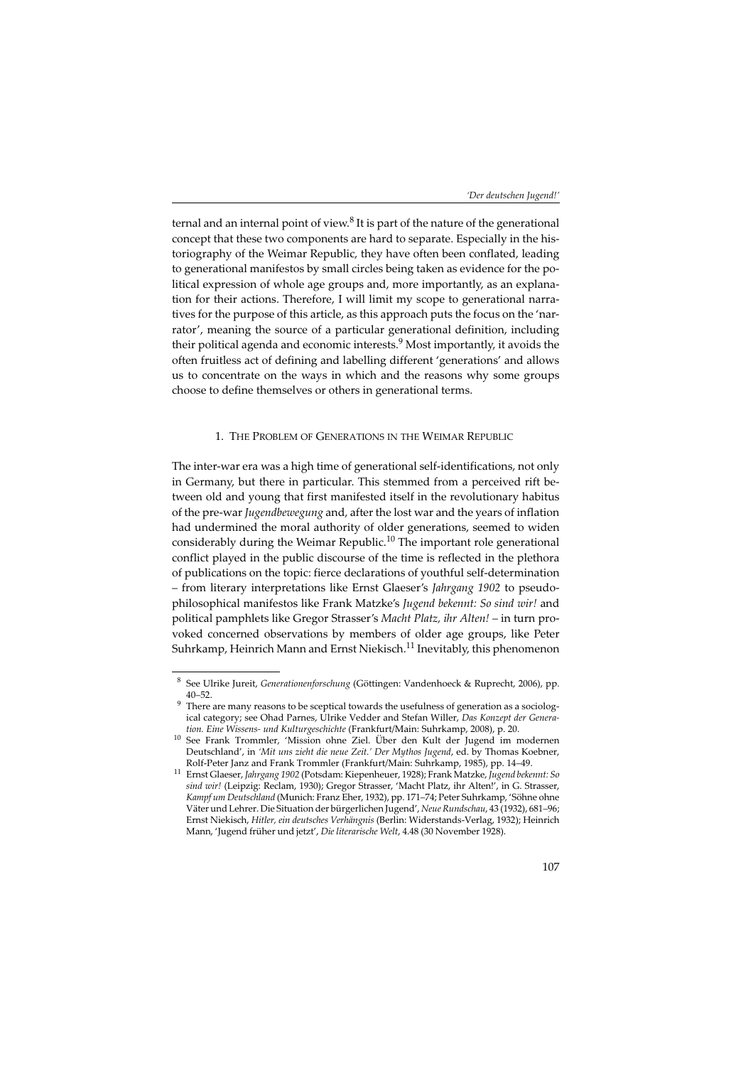ternal and an internal point of view.[8] It is part of the nature of the generational concept that these two components are hard to separate. Especially in the historiography of the Weimar Republic, they have often been conflated, leading to generational manifestos by small circles being taken as evidence for the political expression of whole age groups and, more importantly, as an explanation for their actions. Therefore, I will limit my scope to generational narratives for the purpose of this article, as this approach puts the focus on the 'narrator', meaning the source of a particular generational definition, including their political agenda and economic interests.[9] Most importantly, it avoids the often fruitless act of defining and labelling different 'generations' and allows us to concentrate on the ways in which and the reasons why some groups choose to define themselves or others in generational terms.

## 1. The Problem of Generations in the Weimar Republic

The inter-war era was a high time of generational self-identifications, not only in Germany, but there in particular. This stemmed from a perceived rift between old and young that first manifested itself in the revolutionary habitus of the pre-war *Jugendbewegung* and, after the lost war and the years of inflation had undermined the moral authority of older generations, seemed to widen considerably during the Weimar Republic.[10] The important role generational conflict played in the public discourse of the time is reflected in the plethora of publications on the topic: fierce declarations of youthful self-determination – from literary interpretations like Ernst Glaeser's *Jahrgang 1902* to pseudo-philosophical manifestos like Frank Matzke's *Jugend bekennt: So sind wir!* and political pamphlets like Gregor Strasser's *Macht Platz, ihr Alten!* – in turn provoked concerned observations by members of older age groups, like Peter Suhrkamp, Heinrich Mann and Ernst Niekisch.[11] Inevitably, this phenomenon

---

[8] See Ulrike Jureit, *Generationenforschung* (Göttingen: Vandenhoeck & Ruprecht, 2006), pp. 40–52.

[9] There are many reasons to be sceptical towards the usefulness of generation as a sociological category; see Ohad Parnes, Ulrike Vedder and Stefan Willer, *Das Konzept der Generation. Eine Wissens- und Kulturgeschichte* (Frankfurt/Main: Suhrkamp, 2008), p. 20.

[10] See Frank Trommler, 'Mission ohne Ziel. Über den Kult der Jugend im modernen Deutschland', in *'Mit uns zieht die neue Zeit.' Der Mythos Jugend*, ed. by Thomas Koebner, Rolf-Peter Janz and Frank Trommler (Frankfurt/Main: Suhrkamp, 1985), pp. 14–49.

[11] Ernst Glaeser, *Jahrgang 1902* (Potsdam: Kiepenheuer, 1928); Frank Matzke, *Jugend bekennt: So sind wir!* (Leipzig: Reclam, 1930); Gregor Strasser, 'Macht Platz, ihr Alten!', in G. Strasser, *Kampf um Deutschland* (Munich: Franz Eher, 1932), pp. 171–74; Peter Suhrkamp, 'Söhne ohne Väter und Lehrer. Die Situation der bürgerlichen Jugend', *Neue Rundschau*, 43 (1932), 681–96; Ernst Niekisch, *Hitler, ein deutsches Verhängnis* (Berlin: Widerstands-Verlag, 1932); Heinrich Mann, 'Jugend früher und jetzt', *Die literarische Welt*, 4.48 (30 November 1928).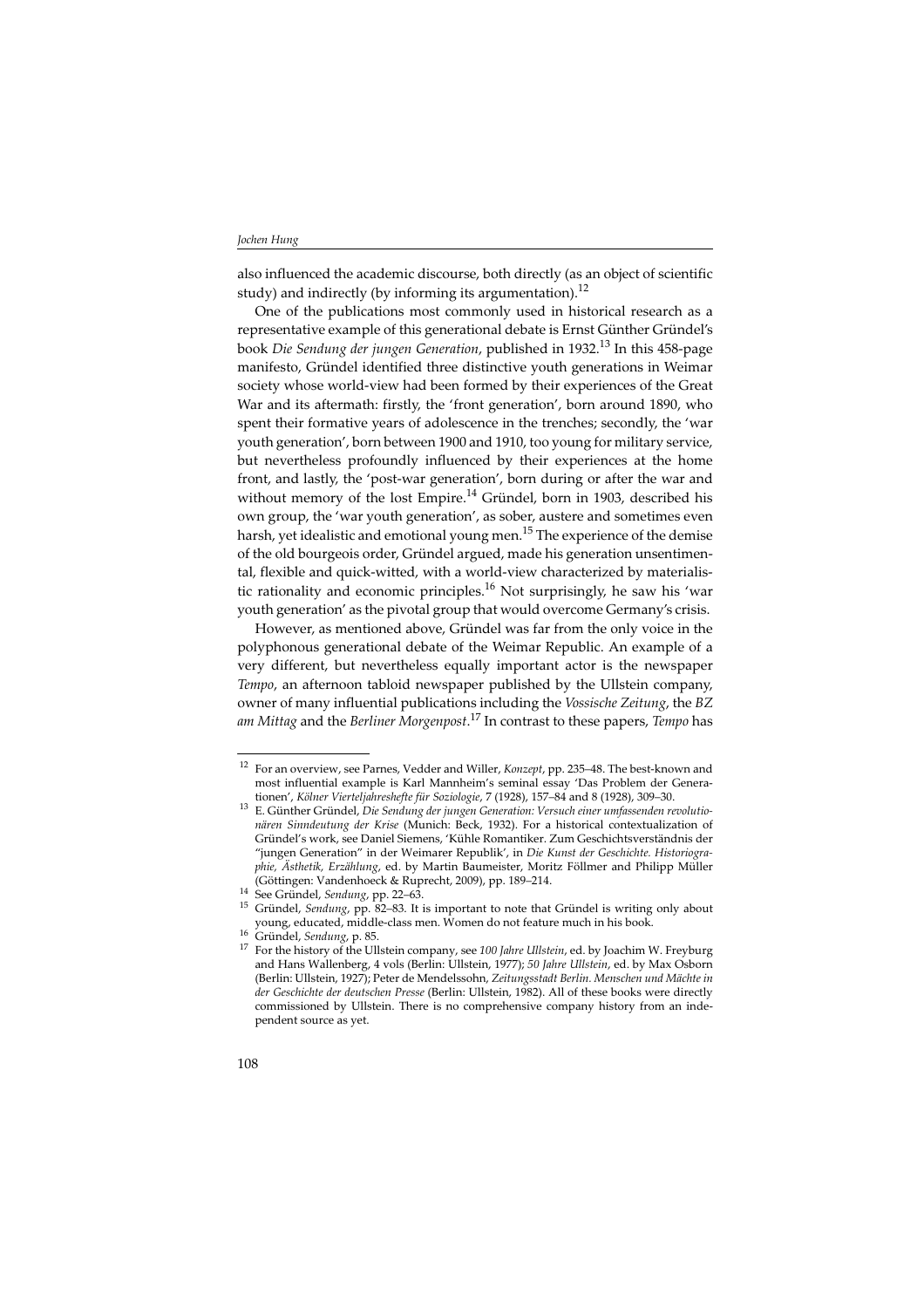also influenced the academic discourse, both directly (as an object of scientific study) and indirectly (by informing its argumentation).[12]

One of the publications most commonly used in historical research as a representative example of this generational debate is Ernst Günther Gründel's book *Die Sendung der jungen Generation*, published in 1932.[13] In this 458-page manifesto, Gründel identified three distinctive youth generations in Weimar society whose world-view had been formed by their experiences of the Great War and its aftermath: firstly, the 'front generation', born around 1890, who spent their formative years of adolescence in the trenches; secondly, the 'war youth generation', born between 1900 and 1910, too young for military service, but nevertheless profoundly influenced by their experiences at the home front, and lastly, the 'post-war generation', born during or after the war and without memory of the lost Empire.[14] Gründel, born in 1903, described his own group, the 'war youth generation', as sober, austere and sometimes even harsh, yet idealistic and emotional young men.[15] The experience of the demise of the old bourgeois order, Gründel argued, made his generation unsentimental, flexible and quick-witted, with a world-view characterized by materialistic rationality and economic principles.[16] Not surprisingly, he saw his 'war youth generation' as the pivotal group that would overcome Germany's crisis.

However, as mentioned above, Gründel was far from the only voice in the polyphonous generational debate of the Weimar Republic. An example of a very different, but nevertheless equally important actor is the newspaper *Tempo*, an afternoon tabloid newspaper published by the Ullstein company, owner of many influential publications including the *Vossische Zeitung*, the *BZ am Mittag* and the *Berliner Morgenpost*.[17] In contrast to these papers, *Tempo* has

---

[12] For an overview, see Parnes, Vedder and Willer, *Konzept*, pp. 235–48. The best-known and most influential example is Karl Mannheim's seminal essay 'Das Problem der Generationen', *Kölner Vierteljahreshefte für Soziologie*, 7 (1928), 157–84 and 8 (1928), 309–30.

[13] E. Günther Gründel, *Die Sendung der jungen Generation: Versuch einer umfassenden revolutionären Sinndeutung der Krise* (Munich: Beck, 1932). For a historical contextualization of Gründel's work, see Daniel Siemens, 'Kühle Romantiker. Zum Geschichtsverständnis der "jungen Generation" in der Weimarer Republik', in *Die Kunst der Geschichte. Historiographie, Ästhetik, Erzählung*, ed. by Martin Baumeister, Moritz Föllmer and Philipp Müller (Göttingen: Vandenhoeck & Ruprecht, 2009), pp. 189–214.

[14] See Gründel, *Sendung*, pp. 22–63.

[15] Gründel, *Sendung*, pp. 82–83. It is important to note that Gründel is writing only about young, educated, middle-class men. Women do not feature much in his book.

[16] Gründel, *Sendung*, p. 85.

[17] For the history of the Ullstein company, see *100 Jahre Ullstein*, ed. by Joachim W. Freyburg and Hans Wallenberg, 4 vols (Berlin: Ullstein, 1977); *50 Jahre Ullstein*, ed. by Max Osborn (Berlin: Ullstein, 1927); Peter de Mendelssohn, *Zeitungsstadt Berlin. Menschen und Mächte in der Geschichte der deutschen Presse* (Berlin: Ullstein, 1982). All of these books were directly commissioned by Ullstein. There is no comprehensive company history from an independent source as yet.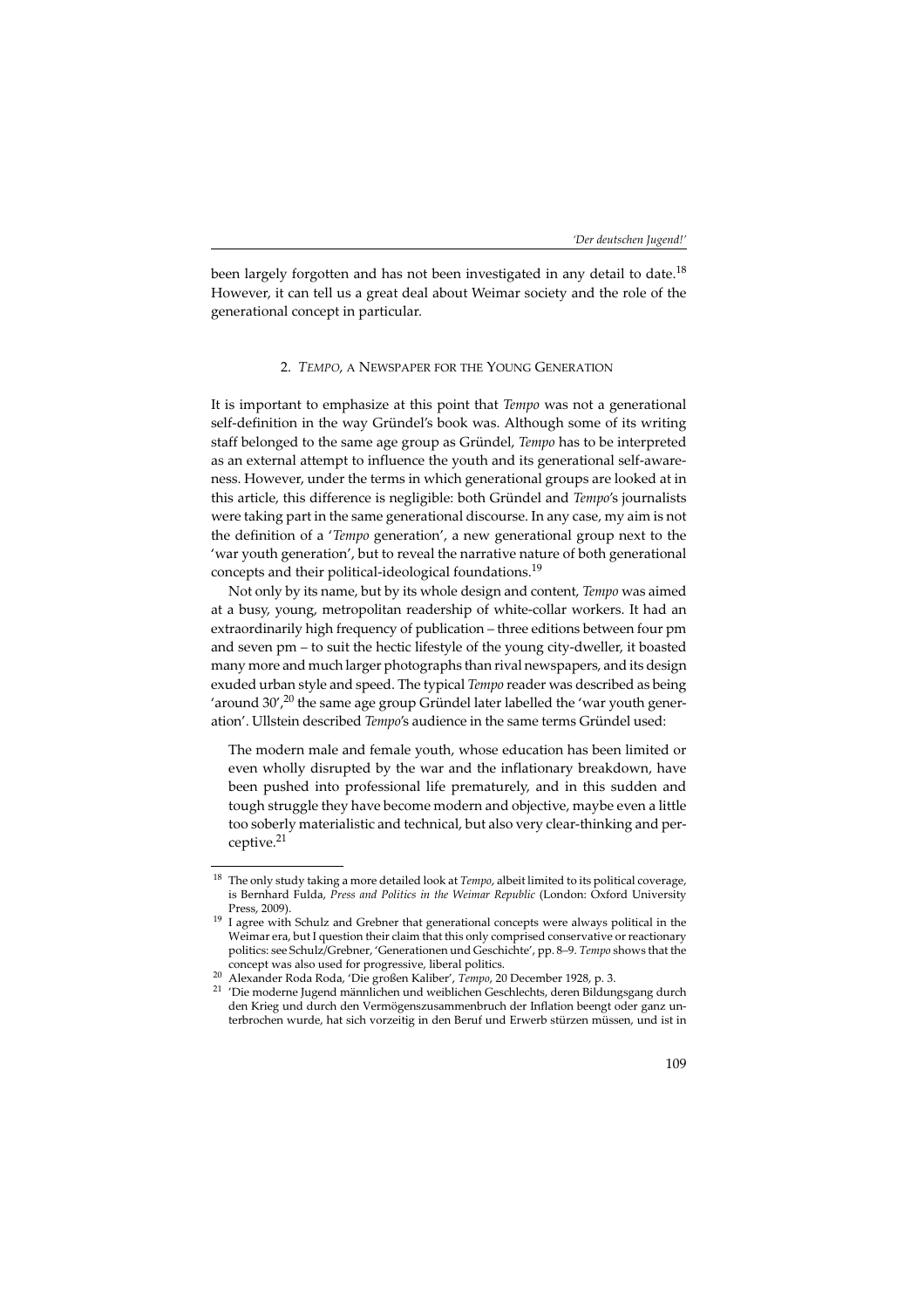been largely forgotten and has not been investigated in any detail to date.[18] However, it can tell us a great deal about Weimar society and the role of the generational concept in particular.

## 2. *Tempo*, a Newspaper for the Young Generation

It is important to emphasize at this point that *Tempo* was not a generational self-definition in the way Gründel's book was. Although some of its writing staff belonged to the same age group as Gründel, *Tempo* has to be interpreted as an external attempt to influence the youth and its generational self-awareness. However, under the terms in which generational groups are looked at in this article, this difference is negligible: both Gründel and *Tempo*'s journalists were taking part in the same generational discourse. In any case, my aim is not the definition of a '*Tempo* generation', a new generational group next to the 'war youth generation', but to reveal the narrative nature of both generational concepts and their political-ideological foundations.[19]

Not only by its name, but by its whole design and content, *Tempo* was aimed at a busy, young, metropolitan readership of white-collar workers. It had an extraordinarily high frequency of publication – three editions between four pm and seven pm – to suit the hectic lifestyle of the young city-dweller, it boasted many more and much larger photographs than rival newspapers, and its design exuded urban style and speed. The typical *Tempo* reader was described as being 'around 30',[20] the same age group Gründel later labelled the 'war youth generation'. Ullstein described *Tempo*'s audience in the same terms Gründel used:

> The modern male and female youth, whose education has been limited or even wholly disrupted by the war and the inflationary breakdown, have been pushed into professional life prematurely, and in this sudden and tough struggle they have become modern and objective, maybe even a little too soberly materialistic and technical, but also very clear-thinking and perceptive.[21]

---

[18] The only study taking a more detailed look at *Tempo*, albeit limited to its political coverage, is Bernhard Fulda, *Press and Politics in the Weimar Republic* (London: Oxford University Press, 2009).

[19] I agree with Schulz and Grebner that generational concepts were always political in the Weimar era, but I question their claim that this only comprised conservative or reactionary politics: see Schulz/Grebner, 'Generationen und Geschichte', pp. 8–9. *Tempo* shows that the concept was also used for progressive, liberal politics.

[20] Alexander Roda Roda, 'Die großen Kaliber', *Tempo*, 20 December 1928, p. 3.

[21] 'Die moderne Jugend männlichen und weiblichen Geschlechts, deren Bildungsgang durch den Krieg und durch den Vermögenszusammenbruch der Inflation beengt oder ganz unterbrochen wurde, hat sich vorzeitig in den Beruf und Erwerb stürzen müssen, und ist in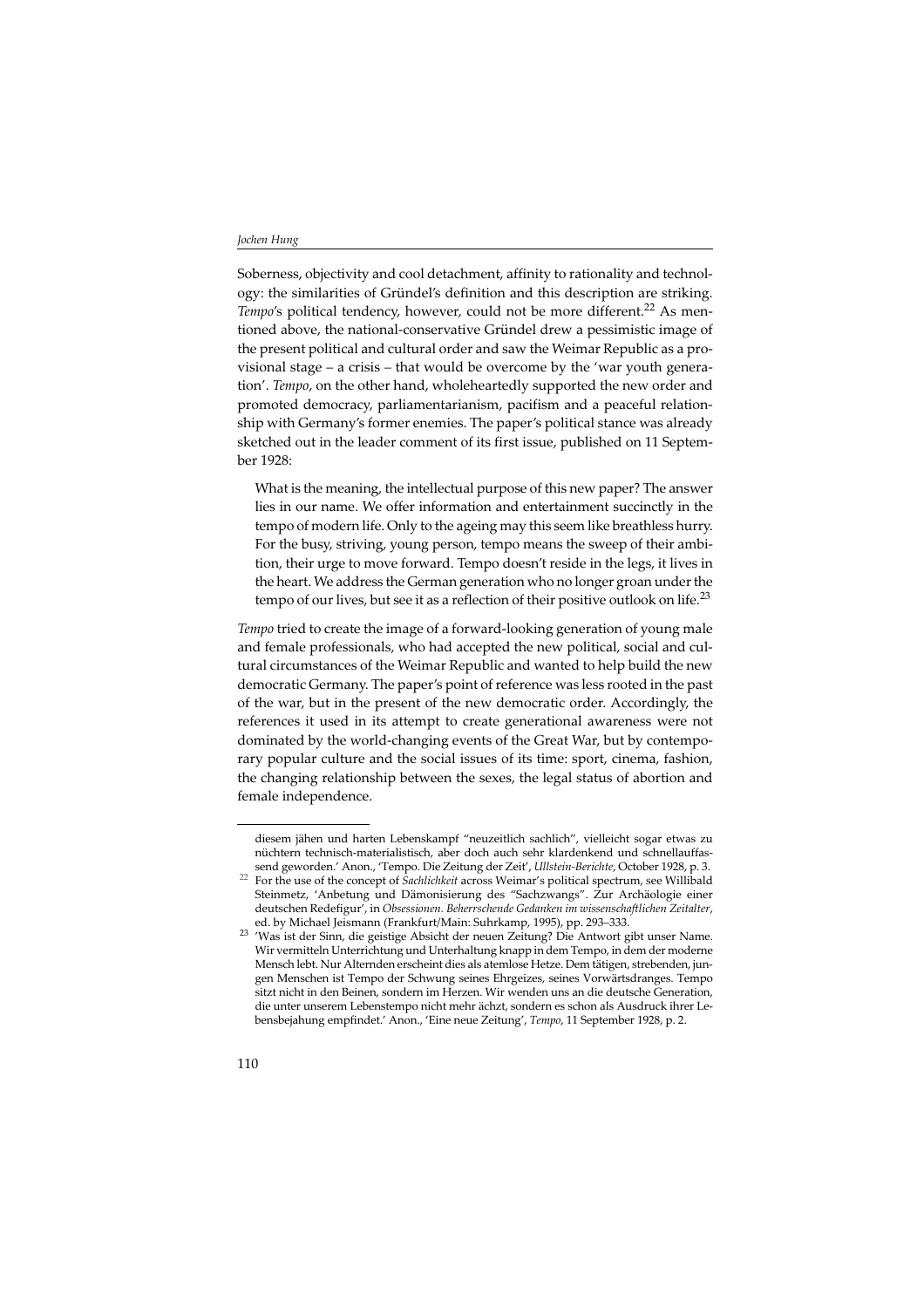Soberness, objectivity and cool detachment, affinity to rationality and technology: the similarities of Gründel's definition and this description are striking. *Tempo*'s political tendency, however, could not be more different.[22] As mentioned above, the national-conservative Gründel drew a pessimistic image of the present political and cultural order and saw the Weimar Republic as a provisional stage – a crisis – that would be overcome by the 'war youth generation'. *Tempo*, on the other hand, wholeheartedly supported the new order and promoted democracy, parliamentarianism, pacifism and a peaceful relationship with Germany's former enemies. The paper's political stance was already sketched out in the leader comment of its first issue, published on 11 September 1928:

> What is the meaning, the intellectual purpose of this new paper? The answer lies in our name. We offer information and entertainment succinctly in the tempo of modern life. Only to the ageing may this seem like breathless hurry. For the busy, striving, young person, tempo means the sweep of their ambition, their urge to move forward. Tempo doesn't reside in the legs, it lives in the heart. We address the German generation who no longer groan under the tempo of our lives, but see it as a reflection of their positive outlook on life.[23]

*Tempo* tried to create the image of a forward-looking generation of young male and female professionals, who had accepted the new political, social and cultural circumstances of the Weimar Republic and wanted to help build the new democratic Germany. The paper's point of reference was less rooted in the past of the war, but in the present of the new democratic order. Accordingly, the references it used in its attempt to create generational awareness were not dominated by the world-changing events of the Great War, but by contemporary popular culture and the social issues of its time: sport, cinema, fashion, the changing relationship between the sexes, the legal status of abortion and female independence.

---

diesem jähen und harten Lebenskampf "neuzeitlich sachlich", vielleicht sogar etwas zu nüchtern technisch-materialistisch, aber doch auch sehr klardenkend und schnellauffassend geworden.' Anon., 'Tempo. Die Zeitung der Zeit', *Ullstein-Berichte*, October 1928, p. 3.

[22] For the use of the concept of *Sachlichkeit* across Weimar's political spectrum, see Willibald Steinmetz, 'Anbetung und Dämonisierung des "Sachzwangs". Zur Archäologie einer deutschen Redefigur', in *Obsessionen. Beherrschende Gedanken im wissenschaftlichen Zeitalter*, ed. by Michael Jeismann (Frankfurt/Main: Suhrkamp, 1995), pp. 293–333.

[23] 'Was ist der Sinn, die geistige Absicht der neuen Zeitung? Die Antwort gibt unser Name. Wir vermitteln Unterrichtung und Unterhaltung knapp in dem Tempo, in dem der moderne Mensch lebt. Nur Alternden erscheint dies als atemlose Hetze. Dem tätigen, strebenden, jungen Menschen ist Tempo der Schwung seines Ehrgeizes, seines Vorwärtsdranges. Tempo sitzt nicht in den Beinen, sondern im Herzen. Wir wenden uns an die deutsche Generation, die unter unserem Lebenstempo nicht mehr ächzt, sondern es schon als Ausdruck ihrer Lebensbejahung empfindet.' Anon., 'Eine neue Zeitung', *Tempo*, 11 September 1928, p. 2.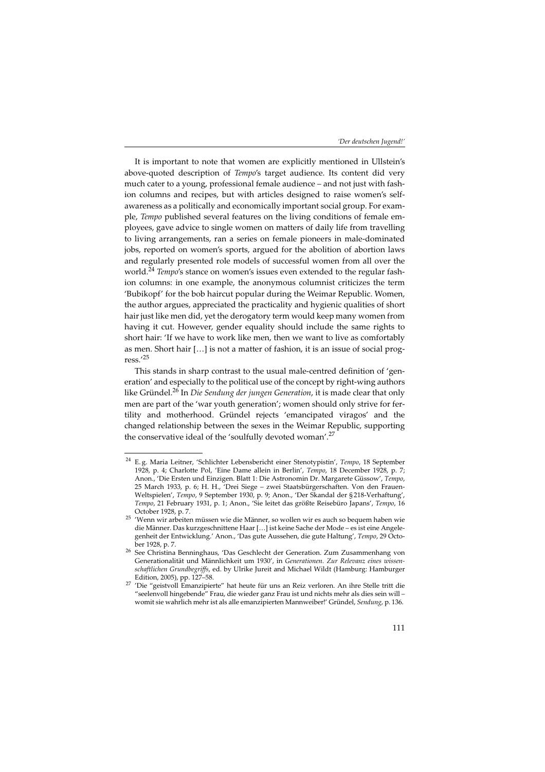It is important to note that women are explicitly mentioned in Ullstein's above-quoted description of *Tempo*'s target audience. Its content did very much cater to a young, professional female audience – and not just with fashion columns and recipes, but with articles designed to raise women's self-awareness as a politically and economically important social group. For example, *Tempo* published several features on the living conditions of female employees, gave advice to single women on matters of daily life from travelling to living arrangements, ran a series on female pioneers in male-dominated jobs, reported on women's sports, argued for the abolition of abortion laws and regularly presented role models of successful women from all over the world.[24] *Tempo*'s stance on women's issues even extended to the regular fashion columns: in one example, the anonymous columnist criticizes the term 'Bubikopf' for the bob haircut popular during the Weimar Republic. Women, the author argues, appreciated the practicality and hygienic qualities of short hair just like men did, yet the derogatory term would keep many women from having it cut. However, gender equality should include the same rights to short hair: 'If we have to work like men, then we want to live as comfortably as men. Short hair […] is not a matter of fashion, it is an issue of social progress.'[25]

This stands in sharp contrast to the usual male-centred definition of 'generation' and especially to the political use of the concept by right-wing authors like Gründel.[26] In *Die Sendung der jungen Generation*, it is made clear that only men are part of the 'war youth generation'; women should only strive for fertility and motherhood. Gründel rejects 'emancipated viragos' and the changed relationship between the sexes in the Weimar Republic, supporting the conservative ideal of the 'soulfully devoted woman'.[27]

---

[24] E. g. Maria Leitner, 'Schlichter Lebensbericht einer Stenotypistin', *Tempo*, 18 September 1928, p. 4; Charlotte Pol, 'Eine Dame allein in Berlin', *Tempo*, 18 December 1928, p. 7; Anon., 'Die Ersten und Einzigen. Blatt 1: Die Astronomin Dr. Margarete Güssow', *Tempo*, 25 March 1933, p. 6; H. H., 'Drei Siege – zwei Staatsbürgerschaften. Von den Frauen-Weltspielen', *Tempo*, 9 September 1930, p. 9; Anon., 'Der Skandal der § 218-Verhaftung', *Tempo*, 21 February 1931, p. 1; Anon., 'Sie leitet das größte Reisebüro Japans', *Tempo*, 16 October 1928, p. 7.

[25] 'Wenn wir arbeiten müssen wie die Männer, so wollen wir es auch so bequem haben wie die Männer. Das kurzgeschnittene Haar […] ist keine Sache der Mode – es ist eine Angelegenheit der Entwicklung.' Anon., 'Das gute Aussehen, die gute Haltung', *Tempo*, 29 October 1928, p. 7.

[26] See Christina Benninghaus, 'Das Geschlecht der Generation. Zum Zusammenhang von Generationalität und Männlichkeit um 1930', in *Generationen. Zur Relevanz eines wissenschaftlichen Grundbegriffs*, ed. by Ulrike Jureit and Michael Wildt (Hamburg: Hamburger Edition, 2005), pp. 127–58.

[27] 'Die "geistvoll Emanzipierte" hat heute für uns an Reiz verloren. An ihre Stelle tritt die "seelenvoll hingebende" Frau, die wieder ganz Frau ist und nichts mehr als dies sein will – womit sie wahrlich mehr ist als alle emanzipierten Mannweiber!' Gründel, *Sendung*, p. 136.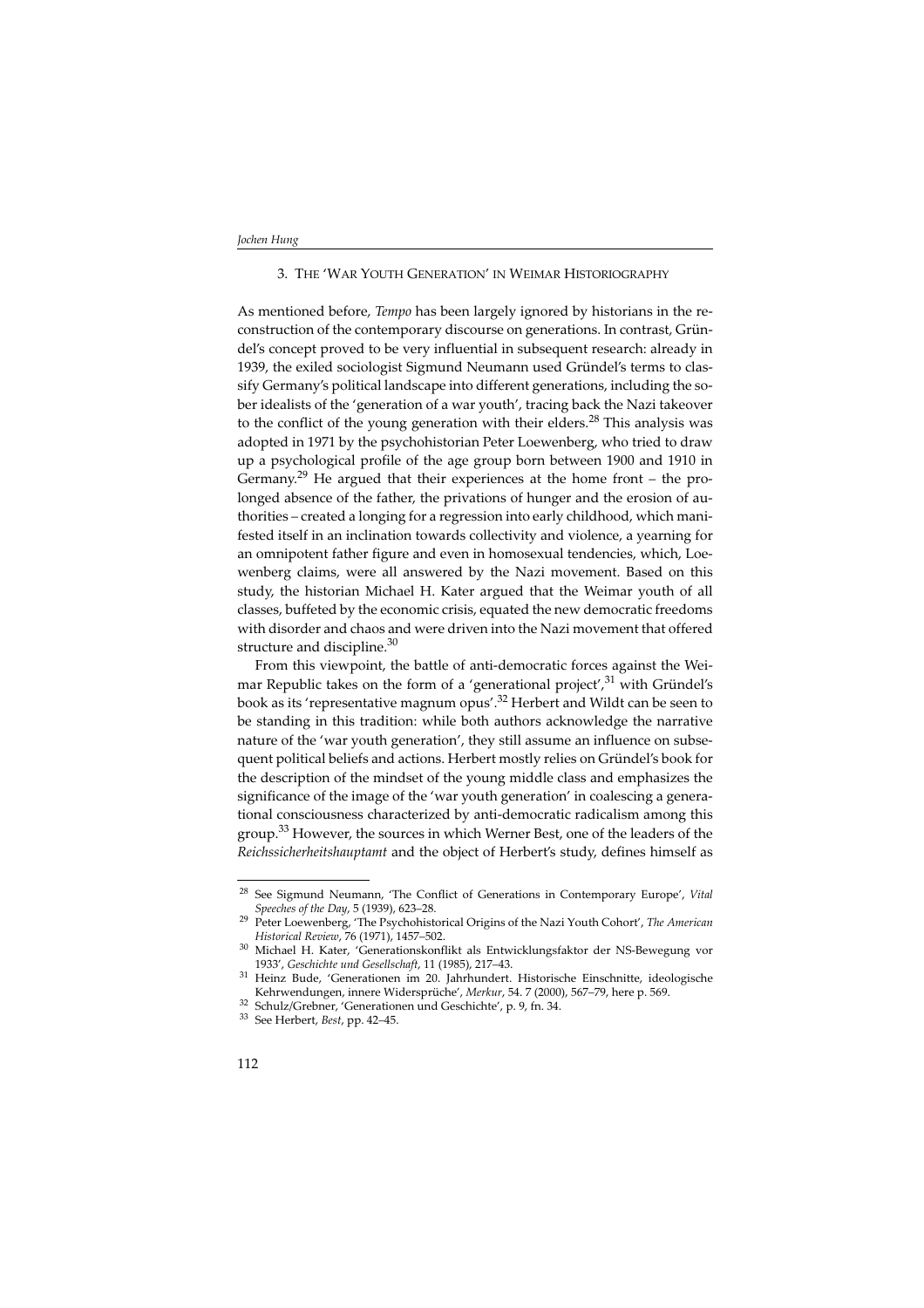### 3. The 'War Youth Generation' in Weimar Historiography

As mentioned before, *Tempo* has been largely ignored by historians in the reconstruction of the contemporary discourse on generations. In contrast, Gründel's concept proved to be very influential in subsequent research: already in 1939, the exiled sociologist Sigmund Neumann used Gründel's terms to classify Germany's political landscape into different generations, including the sober idealists of the 'generation of a war youth', tracing back the Nazi takeover to the conflict of the young generation with their elders.[28] This analysis was adopted in 1971 by the psychohistorian Peter Loewenberg, who tried to draw up a psychological profile of the age group born between 1900 and 1910 in Germany.[29] He argued that their experiences at the home front – the prolonged absence of the father, the privations of hunger and the erosion of authorities – created a longing for a regression into early childhood, which manifested itself in an inclination towards collectivity and violence, a yearning for an omnipotent father figure and even in homosexual tendencies, which, Loewenberg claims, were all answered by the Nazi movement. Based on this study, the historian Michael H. Kater argued that the Weimar youth of all classes, buffeted by the economic crisis, equated the new democratic freedoms with disorder and chaos and were driven into the Nazi movement that offered structure and discipline.[30]

From this viewpoint, the battle of anti-democratic forces against the Weimar Republic takes on the form of a 'generational project',[31] with Gründel's book as its 'representative magnum opus'.[32] Herbert and Wildt can be seen to be standing in this tradition: while both authors acknowledge the narrative nature of the 'war youth generation', they still assume an influence on subsequent political beliefs and actions. Herbert mostly relies on Gründel's book for the description of the mindset of the young middle class and emphasizes the significance of the image of the 'war youth generation' in coalescing a generational consciousness characterized by anti-democratic radicalism among this group.[33] However, the sources in which Werner Best, one of the leaders of the *Reichssicherheitshauptamt* and the object of Herbert's study, defines himself as

---

[28] See Sigmund Neumann, 'The Conflict of Generations in Contemporary Europe', *Vital Speeches of the Day*, 5 (1939), 623–28.

[29] Peter Loewenberg, 'The Psychohistorical Origins of the Nazi Youth Cohort', *The American Historical Review*, 76 (1971), 1457–502.

[30] Michael H. Kater, 'Generationskonflikt als Entwicklungsfaktor der NS-Bewegung vor 1933', *Geschichte und Gesellschaft*, 11 (1985), 217–43.

[31] Heinz Bude, 'Generationen im 20. Jahrhundert. Historische Einschnitte, ideologische Kehrwendungen, innere Widersprüche', *Merkur*, 54. 7 (2000), 567–79, here p. 569.

[32] Schulz/Grebner, 'Generationen und Geschichte', p. 9, fn. 34.

[33] See Herbert, *Best*, pp. 42–45.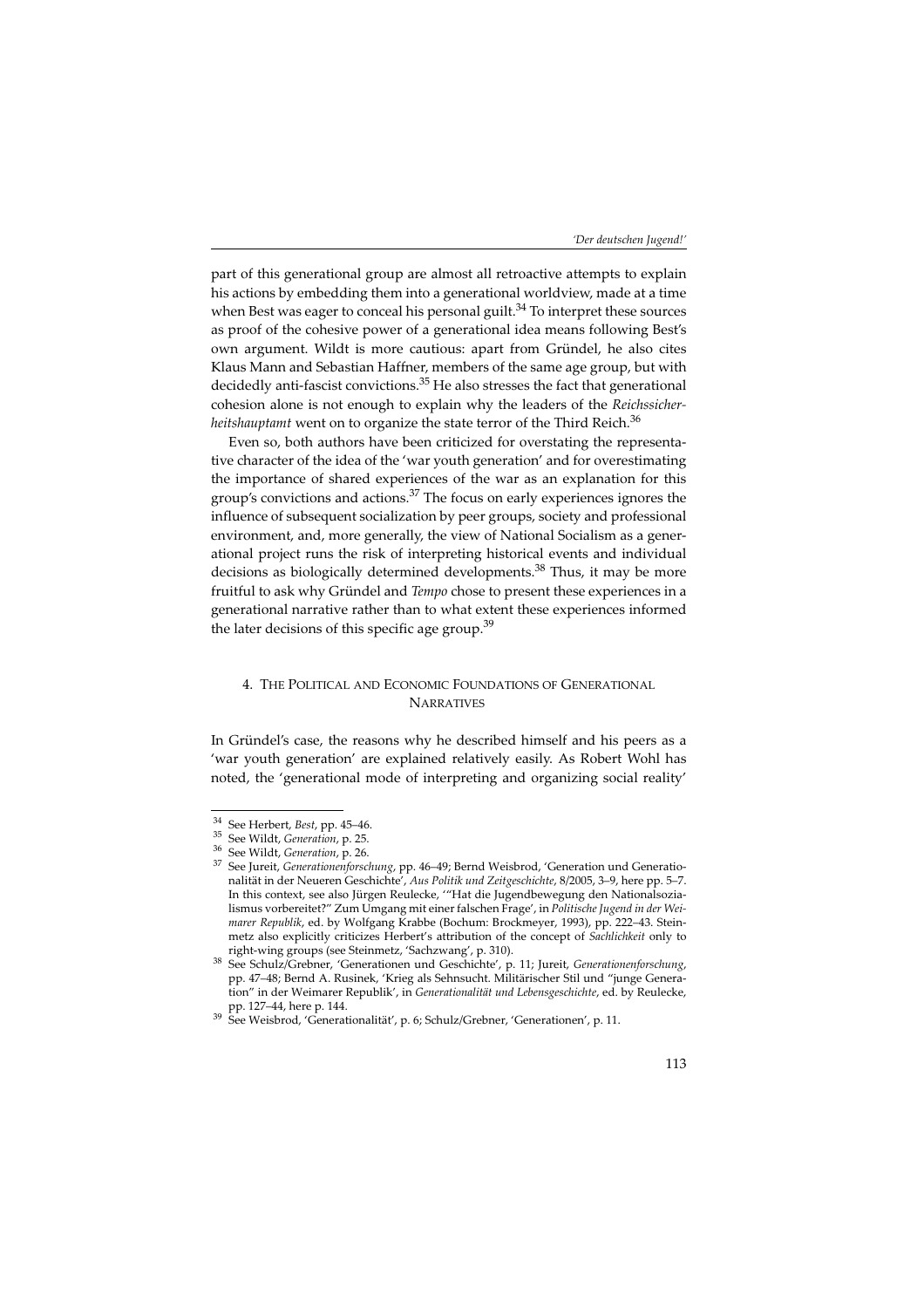part of this generational group are almost all retroactive attempts to explain his actions by embedding them into a generational worldview, made at a time when Best was eager to conceal his personal guilt.[34] To interpret these sources as proof of the cohesive power of a generational idea means following Best's own argument. Wildt is more cautious: apart from Gründel, he also cites Klaus Mann and Sebastian Haffner, members of the same age group, but with decidedly anti-fascist convictions.[35] He also stresses the fact that generational cohesion alone is not enough to explain why the leaders of the *Reichssicherheitshauptamt* went on to organize the state terror of the Third Reich.[36]

Even so, both authors have been criticized for overstating the representative character of the idea of the 'war youth generation' and for overestimating the importance of shared experiences of the war as an explanation for this group's convictions and actions.[37] The focus on early experiences ignores the influence of subsequent socialization by peer groups, society and professional environment, and, more generally, the view of National Socialism as a generational project runs the risk of interpreting historical events and individual decisions as biologically determined developments.[38] Thus, it may be more fruitful to ask why Gründel and *Tempo* chose to present these experiences in a generational narrative rather than to what extent these experiences informed the later decisions of this specific age group.[39]

## 4. The Political and Economic Foundations of Generational Narratives

In Gründel's case, the reasons why he described himself and his peers as a 'war youth generation' are explained relatively easily. As Robert Wohl has noted, the 'generational mode of interpreting and organizing social reality'

---

[34] See Herbert, *Best*, pp. 45–46.

[35] See Wildt, *Generation*, p. 25.

[36] See Wildt, *Generation*, p. 26.

[37] See Jureit, *Generationenforschung*, pp. 46–49; Bernd Weisbrod, 'Generation und Generationalität in der Neueren Geschichte', *Aus Politik und Zeitgeschichte*, 8/2005, 3–9, here pp. 5–7. In this context, see also Jürgen Reulecke, '"Hat die Jugendbewegung den Nationalsozialismus vorbereitet?" Zum Umgang mit einer falschen Frage', in *Politische Jugend in der Weimarer Republik*, ed. by Wolfgang Krabbe (Bochum: Brockmeyer, 1993), pp. 222–43. Steinmetz also explicitly criticizes Herbert's attribution of the concept of *Sachlichkeit* only to right-wing groups (see Steinmetz, 'Sachzwang', p. 310).

[38] See Schulz/Grebner, 'Generationen und Geschichte', p. 11; Jureit, *Generationenforschung*, pp. 47–48; Bernd A. Rusinek, 'Krieg als Sehnsucht. Militärischer Stil und "junge Generation" in der Weimarer Republik', in *Generationalität und Lebensgeschichte*, ed. by Reulecke, pp. 127–44, here p. 144.

[39] See Weisbrod, 'Generationalität', p. 6; Schulz/Grebner, 'Generationen', p. 11.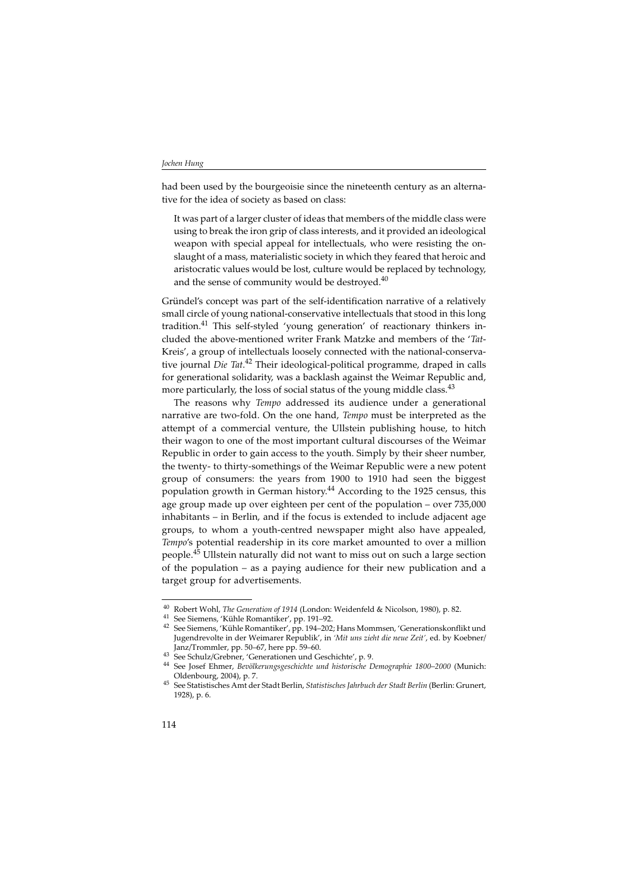had been used by the bourgeoisie since the nineteenth century as an alternative for the idea of society as based on class:

> It was part of a larger cluster of ideas that members of the middle class were using to break the iron grip of class interests, and it provided an ideological weapon with special appeal for intellectuals, who were resisting the onslaught of a mass, materialistic society in which they feared that heroic and aristocratic values would be lost, culture would be replaced by technology, and the sense of community would be destroyed.[40]

Gründel's concept was part of the self-identification narrative of a relatively small circle of young national-conservative intellectuals that stood in this long tradition.[41] This self-styled 'young generation' of reactionary thinkers included the above-mentioned writer Frank Matzke and members of the '*Tat*-Kreis', a group of intellectuals loosely connected with the national-conservative journal *Die Tat*.[42] Their ideological-political programme, draped in calls for generational solidarity, was a backlash against the Weimar Republic and, more particularly, the loss of social status of the young middle class.[43]

The reasons why *Tempo* addressed its audience under a generational narrative are two-fold. On the one hand, *Tempo* must be interpreted as the attempt of a commercial venture, the Ullstein publishing house, to hitch their wagon to one of the most important cultural discourses of the Weimar Republic in order to gain access to the youth. Simply by their sheer number, the twenty- to thirty-somethings of the Weimar Republic were a new potent group of consumers: the years from 1900 to 1910 had seen the biggest population growth in German history.[44] According to the 1925 census, this age group made up over eighteen per cent of the population – over 735,000 inhabitants – in Berlin, and if the focus is extended to include adjacent age groups, to whom a youth-centred newspaper might also have appealed, *Tempo*'s potential readership in its core market amounted to over a million people.[45] Ullstein naturally did not want to miss out on such a large section of the population – as a paying audience for their new publication and a target group for advertisements.

---

40 Robert Wohl, *The Generation of 1914* (London: Weidenfeld & Nicolson, 1980), p. 82.

41 See Siemens, 'Kühle Romantiker', pp. 191–92.

42 See Siemens, 'Kühle Romantiker', pp. 194–202; Hans Mommsen, 'Generationskonflikt und Jugendrevolte in der Weimarer Republik', in *'Mit uns zieht die neue Zeit'*, ed. by Koebner/Janz/Trommler, pp. 50–67, here pp. 59–60.

43 See Schulz/Grebner, 'Generationen und Geschichte', p. 9.

44 See Josef Ehmer, *Bevölkerungsgeschichte und historische Demographie 1800–2000* (Munich: Oldenbourg, 2004), p. 7.

45 See Statistisches Amt der Stadt Berlin, *Statistisches Jahrbuch der Stadt Berlin* (Berlin: Grunert, 1928), p. 6.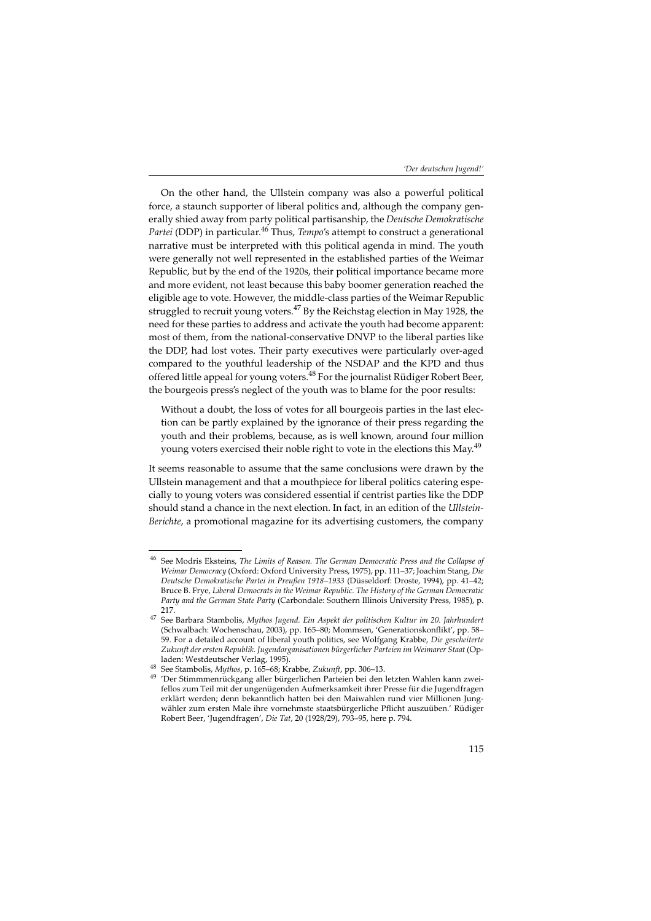On the other hand, the Ullstein company was also a powerful political force, a staunch supporter of liberal politics and, although the company generally shied away from party political partisanship, the *Deutsche Demokratische Partei* (DDP) in particular.[46] Thus, *Tempo*'s attempt to construct a generational narrative must be interpreted with this political agenda in mind. The youth were generally not well represented in the established parties of the Weimar Republic, but by the end of the 1920s, their political importance became more and more evident, not least because this baby boomer generation reached the eligible age to vote. However, the middle-class parties of the Weimar Republic struggled to recruit young voters.[47] By the Reichstag election in May 1928, the need for these parties to address and activate the youth had become apparent: most of them, from the national-conservative DNVP to the liberal parties like the DDP, had lost votes. Their party executives were particularly over-aged compared to the youthful leadership of the NSDAP and the KPD and thus offered little appeal for young voters.[48] For the journalist Rüdiger Robert Beer, the bourgeois press's neglect of the youth was to blame for the poor results:

> Without a doubt, the loss of votes for all bourgeois parties in the last election can be partly explained by the ignorance of their press regarding the youth and their problems, because, as is well known, around four million young voters exercised their noble right to vote in the elections this May.[49]

It seems reasonable to assume that the same conclusions were drawn by the Ullstein management and that a mouthpiece for liberal politics catering especially to young voters was considered essential if centrist parties like the DDP should stand a chance in the next election. In fact, in an edition of the *Ullstein-Berichte*, a promotional magazine for its advertising customers, the company

---

[46] See Modris Eksteins, *The Limits of Reason. The German Democratic Press and the Collapse of Weimar Democracy* (Oxford: Oxford University Press, 1975), pp. 111–37; Joachim Stang, *Die Deutsche Demokratische Partei in Preußen 1918–1933* (Düsseldorf: Droste, 1994), pp. 41–42; Bruce B. Frye, *Liberal Democrats in the Weimar Republic. The History of the German Democratic Party and the German State Party* (Carbondale: Southern Illinois University Press, 1985), p. 217.

[47] See Barbara Stambolis, *Mythos Jugend. Ein Aspekt der politischen Kultur im 20. Jahrhundert* (Schwalbach: Wochenschau, 2003), pp. 165–80; Mommsen, 'Generationskonflikt', pp. 58–59. For a detailed account of liberal youth politics, see Wolfgang Krabbe, *Die gescheiterte Zukunft der ersten Republik. Jugendorganisationen bürgerlicher Parteien im Weimarer Staat* (Opladen: Westdeutscher Verlag, 1995).

[48] See Stambolis, *Mythos*, p. 165–68; Krabbe, *Zukunft*, pp. 306–13.

[49] 'Der Stimmmenrückgang aller bürgerlichen Parteien bei den letzten Wahlen kann zweifellos zum Teil mit der ungenügenden Aufmerksamkeit ihrer Presse für die Jugendfragen erklärt werden; denn bekanntlich hatten bei den Maiwahlen rund vier Millionen Jungwähler zum ersten Male ihre vornehmste staatsbürgerliche Pflicht auszuüben.' Rüdiger Robert Beer, 'Jugendfragen', *Die Tat*, 20 (1928/29), 793–95, here p. 794.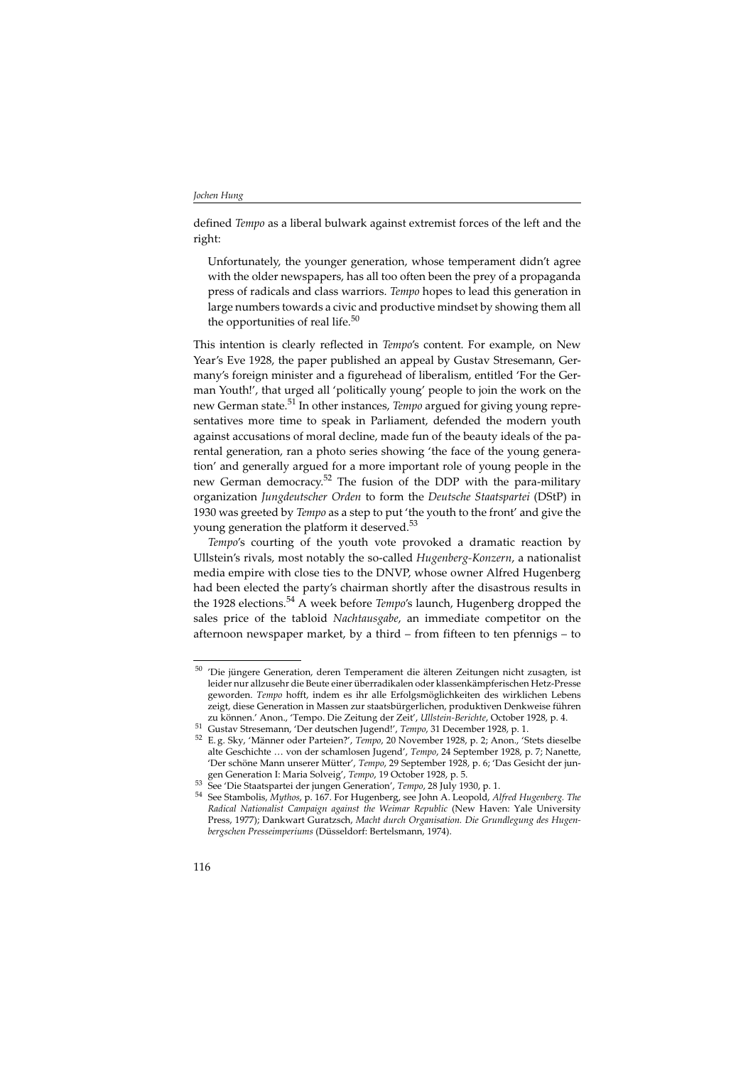defined *Tempo* as a liberal bulwark against extremist forces of the left and the right:

> Unfortunately, the younger generation, whose temperament didn't agree with the older newspapers, has all too often been the prey of a propaganda press of radicals and class warriors. *Tempo* hopes to lead this generation in large numbers towards a civic and productive mindset by showing them all the opportunities of real life.[50]

This intention is clearly reflected in *Tempo*'s content. For example, on New Year's Eve 1928, the paper published an appeal by Gustav Stresemann, Germany's foreign minister and a figurehead of liberalism, entitled 'For the German Youth!', that urged all 'politically young' people to join the work on the new German state.[51] In other instances, *Tempo* argued for giving young representatives more time to speak in Parliament, defended the modern youth against accusations of moral decline, made fun of the beauty ideals of the parental generation, ran a photo series showing 'the face of the young generation' and generally argued for a more important role of young people in the new German democracy.[52] The fusion of the DDP with the para-military organization *Jungdeutscher Orden* to form the *Deutsche Staatspartei* (DStP) in 1930 was greeted by *Tempo* as a step to put 'the youth to the front' and give the young generation the platform it deserved.[53]

*Tempo*'s courting of the youth vote provoked a dramatic reaction by Ullstein's rivals, most notably the so-called *Hugenberg-Konzern*, a nationalist media empire with close ties to the DNVP, whose owner Alfred Hugenberg had been elected the party's chairman shortly after the disastrous results in the 1928 elections.[54] A week before *Tempo*'s launch, Hugenberg dropped the sales price of the tabloid *Nachtausgabe*, an immediate competitor on the afternoon newspaper market, by a third – from fifteen to ten pfennigs – to

---

[50] 'Die jüngere Generation, deren Temperament die älteren Zeitungen nicht zusagten, ist leider nur allzusehr die Beute einer überradikalen oder klassenkämpferischen Hetz-Presse geworden. *Tempo* hofft, indem es ihr alle Erfolgsmöglichkeiten des wirklichen Lebens zeigt, diese Generation in Massen zur staatsbürgerlichen, produktiven Denkweise führen zu können.' Anon., 'Tempo. Die Zeitung der Zeit', *Ullstein-Berichte*, October 1928, p. 4.

[51] Gustav Stresemann, 'Der deutschen Jugend!', *Tempo*, 31 December 1928, p. 1.

[52] E. g. Sky, 'Männer oder Parteien?', *Tempo*, 20 November 1928, p. 2; Anon., 'Stets dieselbe alte Geschichte … von der schamlosen Jugend', *Tempo*, 24 September 1928, p. 7; Nanette, 'Der schöne Mann unserer Mütter', *Tempo*, 29 September 1928, p. 6; 'Das Gesicht der jungen Generation I: Maria Solveig', *Tempo*, 19 October 1928, p. 5.

[53] See 'Die Staatspartei der jungen Generation', *Tempo*, 28 July 1930, p. 1.

[54] See Stambolis, *Mythos*, p. 167. For Hugenberg, see John A. Leopold, *Alfred Hugenberg. The Radical Nationalist Campaign against the Weimar Republic* (New Haven: Yale University Press, 1977); Dankwart Guratzsch, *Macht durch Organisation. Die Grundlegung des Hugenbergschen Presseimperiums* (Düsseldorf: Bertelsmann, 1974).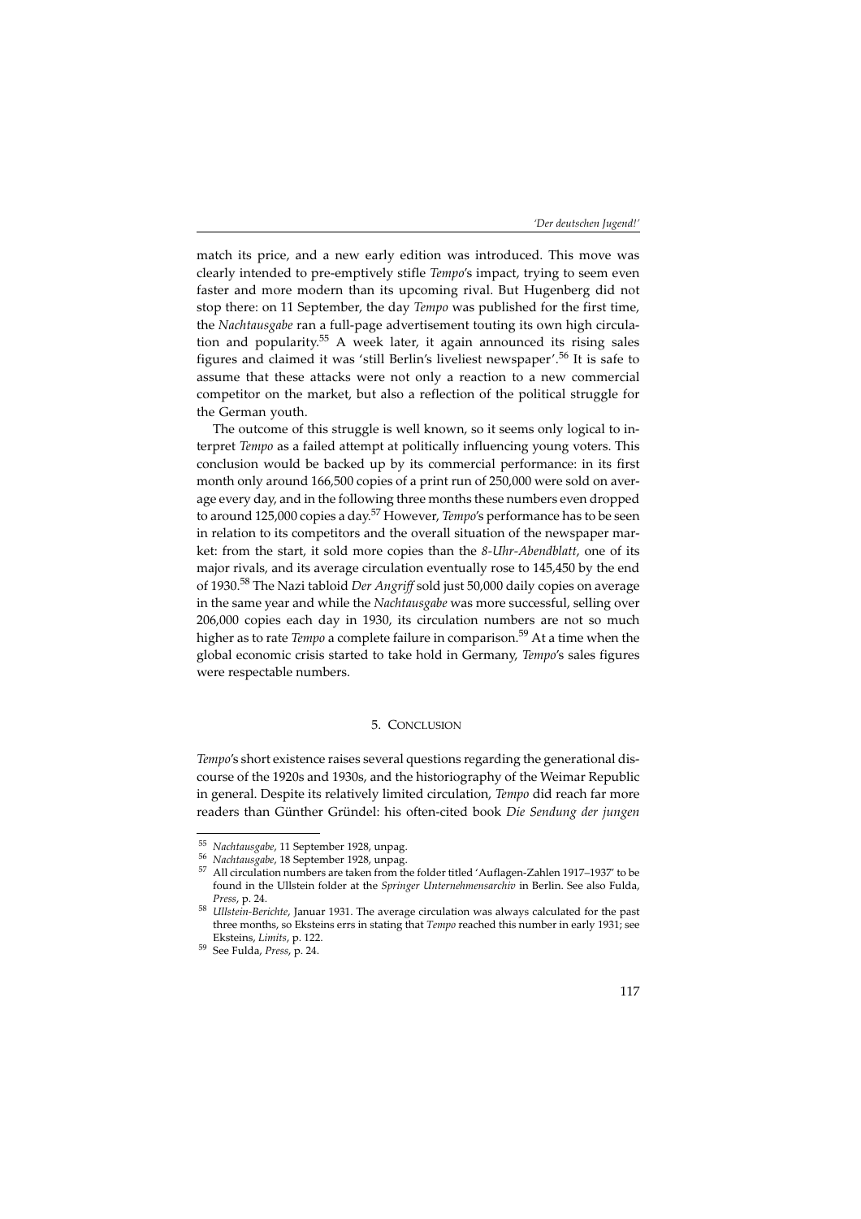match its price, and a new early edition was introduced. This move was clearly intended to pre-emptively stifle *Tempo*'s impact, trying to seem even faster and more modern than its upcoming rival. But Hugenberg did not stop there: on 11 September, the day *Tempo* was published for the first time, the *Nachtausgabe* ran a full-page advertisement touting its own high circulation and popularity.[55] A week later, it again announced its rising sales figures and claimed it was 'still Berlin's liveliest newspaper'.[56] It is safe to assume that these attacks were not only a reaction to a new commercial competitor on the market, but also a reflection of the political struggle for the German youth.

The outcome of this struggle is well known, so it seems only logical to interpret *Tempo* as a failed attempt at politically influencing young voters. This conclusion would be backed up by its commercial performance: in its first month only around 166,500 copies of a print run of 250,000 were sold on average every day, and in the following three months these numbers even dropped to around 125,000 copies a day.[57] However, *Tempo*'s performance has to be seen in relation to its competitors and the overall situation of the newspaper market: from the start, it sold more copies than the *8-Uhr-Abendblatt*, one of its major rivals, and its average circulation eventually rose to 145,450 by the end of 1930.[58] The Nazi tabloid *Der Angriff* sold just 50,000 daily copies on average in the same year and while the *Nachtausgabe* was more successful, selling over 206,000 copies each day in 1930, its circulation numbers are not so much higher as to rate *Tempo* a complete failure in comparison.[59] At a time when the global economic crisis started to take hold in Germany, *Tempo*'s sales figures were respectable numbers.

## 5. Conclusion

*Tempo*'s short existence raises several questions regarding the generational discourse of the 1920s and 1930s, and the historiography of the Weimar Republic in general. Despite its relatively limited circulation, *Tempo* did reach far more readers than Günther Gründel: his often-cited book *Die Sendung der jungen*

---

[55] *Nachtausgabe*, 11 September 1928, unpag.

[56] *Nachtausgabe*, 18 September 1928, unpag.

[57] All circulation numbers are taken from the folder titled 'Auflagen-Zahlen 1917–1937' to be found in the Ullstein folder at the *Springer Unternehmensarchiv* in Berlin. See also Fulda, *Press*, p. 24.

[58] *Ullstein-Berichte*, Januar 1931. The average circulation was always calculated for the past three months, so Eksteins errs in stating that *Tempo* reached this number in early 1931; see Eksteins, *Limits*, p. 122.

[59] See Fulda, *Press*, p. 24.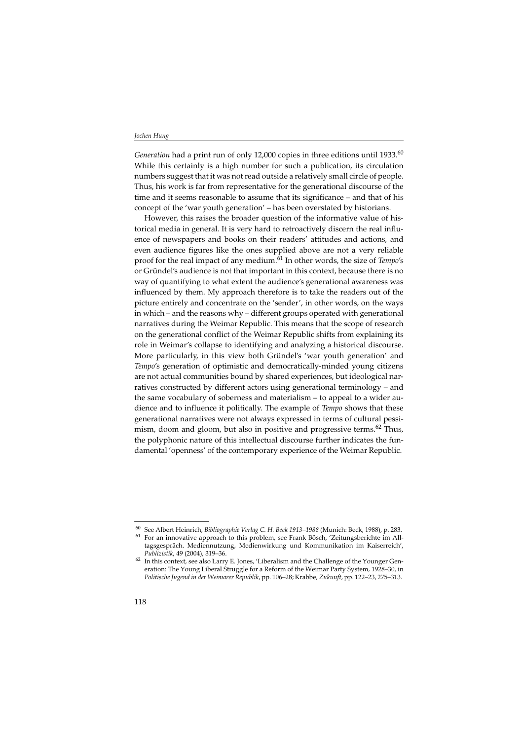*Generation* had a print run of only 12,000 copies in three editions until 1933.[60] While this certainly is a high number for such a publication, its circulation numbers suggest that it was not read outside a relatively small circle of people. Thus, his work is far from representative for the generational discourse of the time and it seems reasonable to assume that its significance – and that of his concept of the 'war youth generation' – has been overstated by historians.

However, this raises the broader question of the informative value of historical media in general. It is very hard to retroactively discern the real influence of newspapers and books on their readers' attitudes and actions, and even audience figures like the ones supplied above are not a very reliable proof for the real impact of any medium.[61] In other words, the size of *Tempo*'s or Gründel's audience is not that important in this context, because there is no way of quantifying to what extent the audience's generational awareness was influenced by them. My approach therefore is to take the readers out of the picture entirely and concentrate on the 'sender', in other words, on the ways in which – and the reasons why – different groups operated with generational narratives during the Weimar Republic. This means that the scope of research on the generational conflict of the Weimar Republic shifts from explaining its role in Weimar's collapse to identifying and analyzing a historical discourse. More particularly, in this view both Gründel's 'war youth generation' and *Tempo*'s generation of optimistic and democratically-minded young citizens are not actual communities bound by shared experiences, but ideological narratives constructed by different actors using generational terminology – and the same vocabulary of soberness and materialism – to appeal to a wider audience and to influence it politically. The example of *Tempo* shows that these generational narratives were not always expressed in terms of cultural pessimism, doom and gloom, but also in positive and progressive terms.[62] Thus, the polyphonic nature of this intellectual discourse further indicates the fundamental 'openness' of the contemporary experience of the Weimar Republic.

---

[60] See Albert Heinrich, *Bibliographie Verlag C. H. Beck 1913–1988* (Munich: Beck, 1988), p. 283.

[61] For an innovative approach to this problem, see Frank Bösch, 'Zeitungsberichte im Alltagsgespräch. Mediennutzung, Medienwirkung und Kommunikation im Kaiserreich', *Publizistik*, 49 (2004), 319–36.

[62] In this context, see also Larry E. Jones, 'Liberalism and the Challenge of the Younger Generation: The Young Liberal Struggle for a Reform of the Weimar Party System, 1928–30, in *Politische Jugend in der Weimarer Republik*, pp. 106–28; Krabbe, *Zukunft*, pp. 122–23, 275–313.